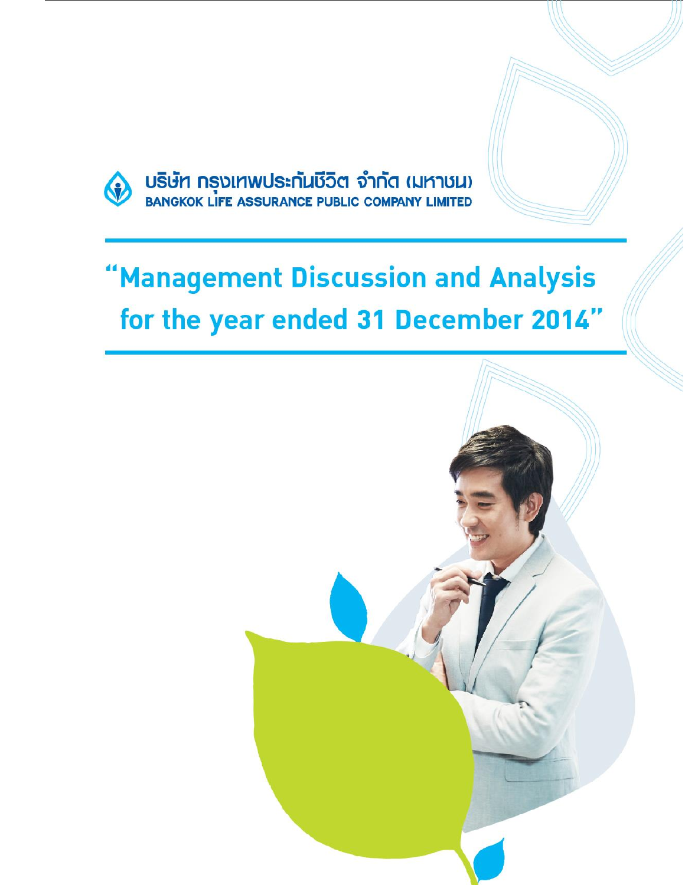บริษัท กรุงเทพประกันชีวิต จำกัด (มหาชน)

BANGKOK LIFE ASSURANCE PUBLIC COMPANY LIMITED

# "Management Discussion and Analysis for the year ended 31 December 2014"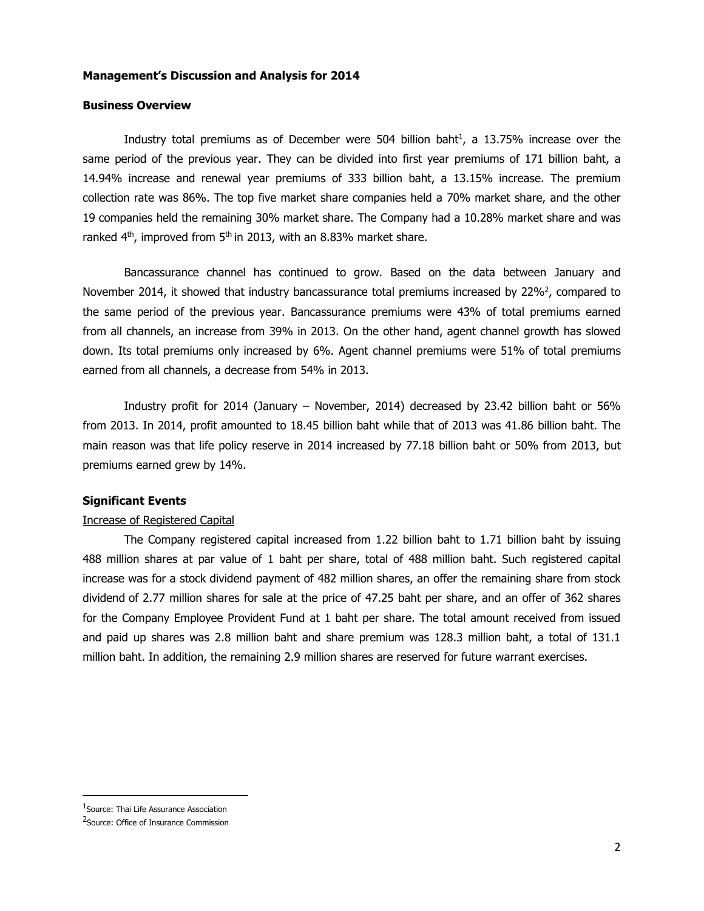**Management's Discussion and Analysis for 2014**

**Business Overview**

Industry total premiums as of December were 504 billion baht[1], a 13.75% increase over the same period of the previous year. They can be divided into first year premiums of 171 billion baht, a 14.94% increase and renewal year premiums of 333 billion baht, a 13.15% increase. The premium collection rate was 86%. The top five market share companies held a 70% market share, and the other 19 companies held the remaining 30% market share. The Company had a 10.28% market share and was ranked 4th, improved from 5th in 2013, with an 8.83% market share.

Bancassurance channel has continued to grow. Based on the data between January and November 2014, it showed that industry bancassurance total premiums increased by 22%[2], compared to the same period of the previous year. Bancassurance premiums were 43% of total premiums earned from all channels, an increase from 39% in 2013. On the other hand, agent channel growth has slowed down. Its total premiums only increased by 6%. Agent channel premiums were 51% of total premiums earned from all channels, a decrease from 54% in 2013.

Industry profit for 2014 (January – November, 2014) decreased by 23.42 billion baht or 56% from 2013. In 2014, profit amounted to 18.45 billion baht while that of 2013 was 41.86 billion baht. The main reason was that life policy reserve in 2014 increased by 77.18 billion baht or 50% from 2013, but premiums earned grew by 14%.

**Significant Events**

Increase of Registered Capital

The Company registered capital increased from 1.22 billion baht to 1.71 billion baht by issuing 488 million shares at par value of 1 baht per share, total of 488 million baht. Such registered capital increase was for a stock dividend payment of 482 million shares, an offer the remaining share from stock dividend of 2.77 million shares for sale at the price of 47.25 baht per share, and an offer of 362 shares for the Company Employee Provident Fund at 1 baht per share. The total amount received from issued and paid up shares was 2.8 million baht and share premium was 128.3 million baht, a total of 131.1 million baht. In addition, the remaining 2.9 million shares are reserved for future warrant exercises.

[1] Source: Thai Life Assurance Association

[2] Source: Office of Insurance Commission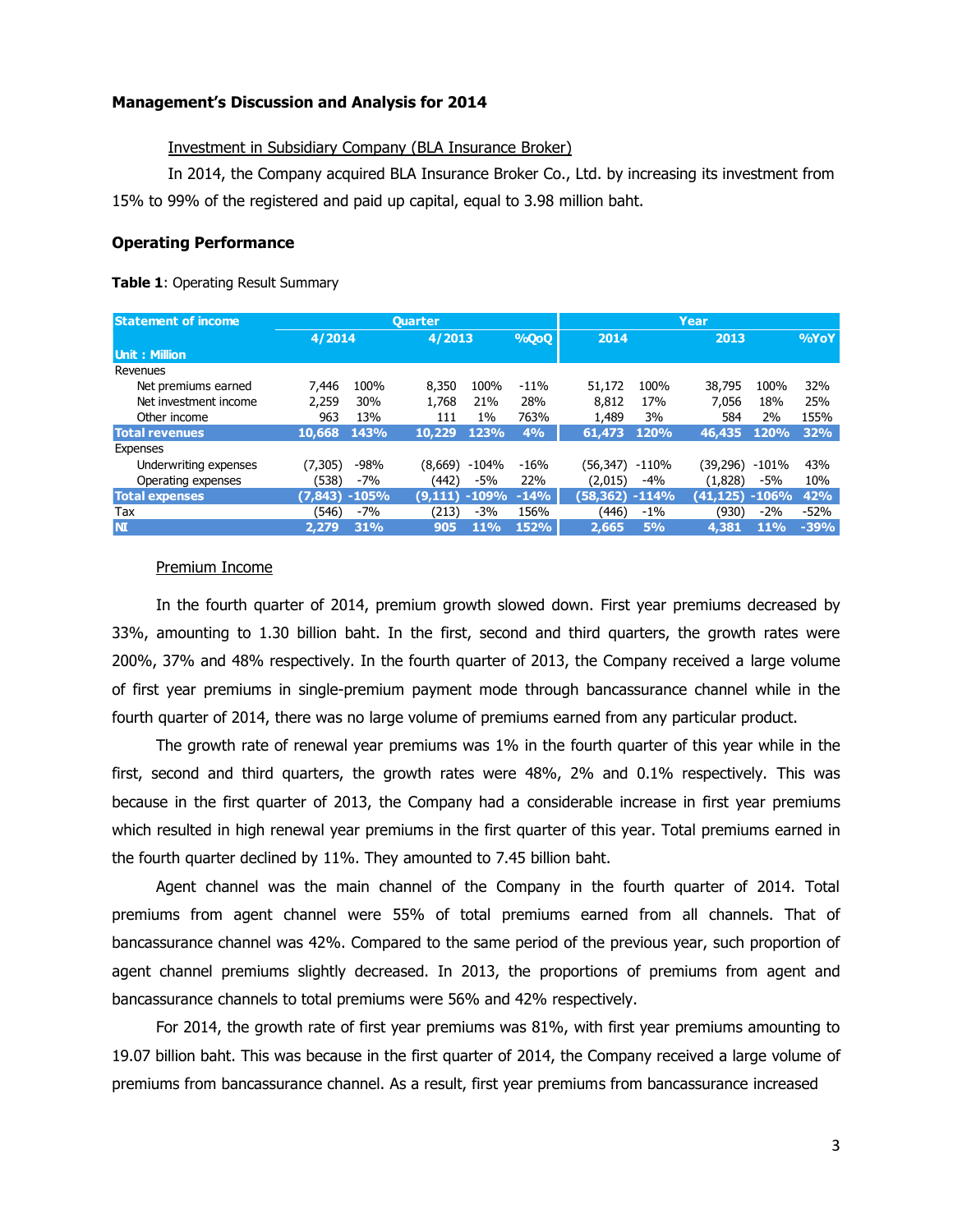**Management's Discussion and Analysis for 2014**

Investment in Subsidiary Company (BLA Insurance Broker)

In 2014, the Company acquired BLA Insurance Broker Co., Ltd. by increasing its investment from 15% to 99% of the registered and paid up capital, equal to 3.98 million baht.

**Operating Performance**

**Table 1**: Operating Result Summary

| Statement of income | Quarter | | | | | Year | | | | |
|---|---|---|---|---|---|---|---|---|---|---|
| | 4/2014 | | 4/2013 | | %QoQ | 2014 | | 2013 | | %YoY |
| Unit : Million | | | | | | | | | | |
| Revenues | | | | | | | | | | |
| Net premiums earned | 7,446 | 100% | 8,350 | 100% | -11% | 51,172 | 100% | 38,795 | 100% | 32% |
| Net investment income | 2,259 | 30% | 1,768 | 21% | 28% | 8,812 | 17% | 7,056 | 18% | 25% |
| Other income | 963 | 13% | 111 | 1% | 763% | 1,489 | 3% | 584 | 2% | 155% |
| **Total revenues** | **10,668** | **143%** | **10,229** | **123%** | **4%** | **61,473** | **120%** | **46,435** | **120%** | **32%** |
| Expenses | | | | | | | | | | |
| Underwriting expenses | (7,305) | -98% | (8,669) | -104% | -16% | (56,347) | -110% | (39,296) | -101% | 43% |
| Operating expenses | (538) | -7% | (442) | -5% | 22% | (2,015) | -4% | (1,828) | -5% | 10% |
| **Total expenses** | **(7,843)** | **-105%** | **(9,111)** | **-109%** | **-14%** | **(58,362)** | **-114%** | **(41,125)** | **-106%** | **42%** |
| Tax | (546) | -7% | (213) | -3% | 156% | (446) | -1% | (930) | -2% | -52% |
| **NI** | **2,279** | **31%** | **905** | **11%** | **152%** | **2,665** | **5%** | **4,381** | **11%** | **-39%** |

Premium Income

In the fourth quarter of 2014, premium growth slowed down. First year premiums decreased by 33%, amounting to 1.30 billion baht. In the first, second and third quarters, the growth rates were 200%, 37% and 48% respectively. In the fourth quarter of 2013, the Company received a large volume of first year premiums in single-premium payment mode through bancassurance channel while in the fourth quarter of 2014, there was no large volume of premiums earned from any particular product.

The growth rate of renewal year premiums was 1% in the fourth quarter of this year while in the first, second and third quarters, the growth rates were 48%, 2% and 0.1% respectively. This was because in the first quarter of 2013, the Company had a considerable increase in first year premiums which resulted in high renewal year premiums in the first quarter of this year. Total premiums earned in the fourth quarter declined by 11%. They amounted to 7.45 billion baht.

Agent channel was the main channel of the Company in the fourth quarter of 2014. Total premiums from agent channel were 55% of total premiums earned from all channels. That of bancassurance channel was 42%. Compared to the same period of the previous year, such proportion of agent channel premiums slightly decreased. In 2013, the proportions of premiums from agent and bancassurance channels to total premiums were 56% and 42% respectively.

For 2014, the growth rate of first year premiums was 81%, with first year premiums amounting to 19.07 billion baht. This was because in the first quarter of 2014, the Company received a large volume of premiums from bancassurance channel. As a result, first year premiums from bancassurance increased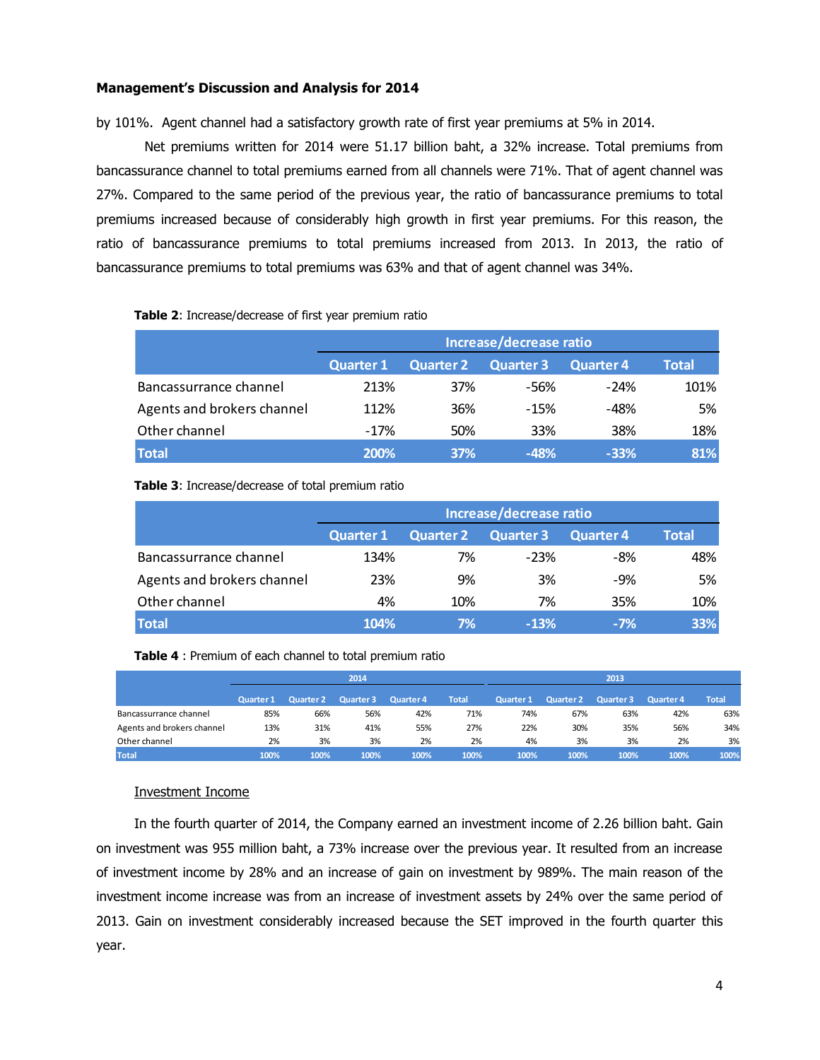**Management's Discussion and Analysis for 2014**

by 101%. Agent channel had a satisfactory growth rate of first year premiums at 5% in 2014.

Net premiums written for 2014 were 51.17 billion baht, a 32% increase. Total premiums from bancassurance channel to total premiums earned from all channels were 71%. That of agent channel was 27%. Compared to the same period of the previous year, the ratio of bancassurance premiums to total premiums increased because of considerably high growth in first year premiums. For this reason, the ratio of bancassurance premiums to total premiums increased from 2013. In 2013, the ratio of bancassurance premiums to total premiums was 63% and that of agent channel was 34%.

**Table 2**: Increase/decrease of first year premium ratio

| | Increase/decrease ratio | | | | |
|---|---|---|---|---|---|
| | Quarter 1 | Quarter 2 | Quarter 3 | Quarter 4 | Total |
| Bancassurrance channel | 213% | 37% | -56% | -24% | 101% |
| Agents and brokers channel | 112% | 36% | -15% | -48% | 5% |
| Other channel | -17% | 50% | 33% | 38% | 18% |
| **Total** | **200%** | **37%** | **-48%** | **-33%** | **81%** |

**Table 3**: Increase/decrease of total premium ratio

| | Increase/decrease ratio | | | | |
|---|---|---|---|---|---|
| | Quarter 1 | Quarter 2 | Quarter 3 | Quarter 4 | Total |
| Bancassurrance channel | 134% | 7% | -23% | -8% | 48% |
| Agents and brokers channel | 23% | 9% | 3% | -9% | 5% |
| Other channel | 4% | 10% | 7% | 35% | 10% |
| **Total** | **104%** | **7%** | **-13%** | **-7%** | **33%** |

**Table 4** : Premium of each channel to total premium ratio

| | 2014 | | | | | 2013 | | | | |
|---|---|---|---|---|---|---|---|---|---|---|
| | Quarter 1 | Quarter 2 | Quarter 3 | Quarter 4 | Total | Quarter 1 | Quarter 2 | Quarter 3 | Quarter 4 | Total |
| Bancassurrance channel | 85% | 66% | 56% | 42% | 71% | 74% | 67% | 63% | 42% | 63% |
| Agents and brokers channel | 13% | 31% | 41% | 55% | 27% | 22% | 30% | 35% | 56% | 34% |
| Other channel | 2% | 3% | 3% | 2% | 2% | 4% | 3% | 3% | 2% | 3% |
| **Total** | **100%** | **100%** | **100%** | **100%** | **100%** | **100%** | **100%** | **100%** | **100%** | **100%** |

Investment Income

In the fourth quarter of 2014, the Company earned an investment income of 2.26 billion baht. Gain on investment was 955 million baht, a 73% increase over the previous year. It resulted from an increase of investment income by 28% and an increase of gain on investment by 989%. The main reason of the investment income increase was from an increase of investment assets by 24% over the same period of 2013. Gain on investment considerably increased because the SET improved in the fourth quarter this year.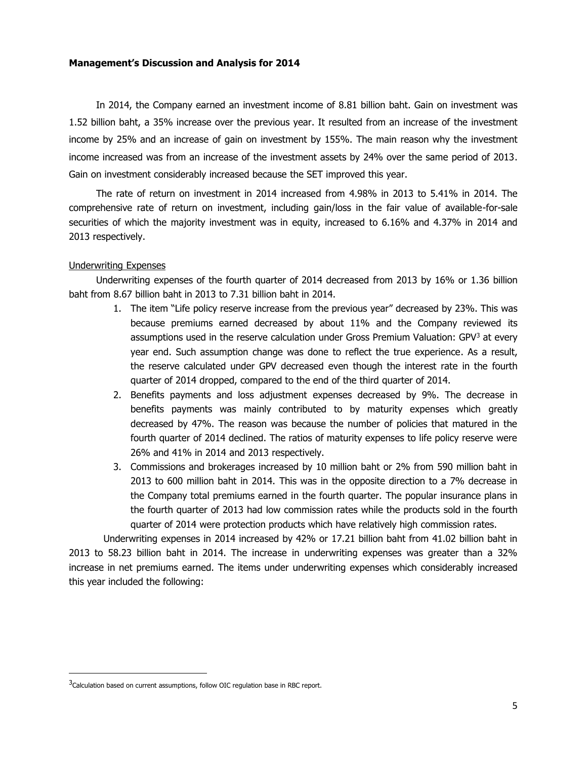**Management's Discussion and Analysis for 2014**

In 2014, the Company earned an investment income of 8.81 billion baht. Gain on investment was 1.52 billion baht, a 35% increase over the previous year. It resulted from an increase of the investment income by 25% and an increase of gain on investment by 155%. The main reason why the investment income increased was from an increase of the investment assets by 24% over the same period of 2013. Gain on investment considerably increased because the SET improved this year.

The rate of return on investment in 2014 increased from 4.98% in 2013 to 5.41% in 2014. The comprehensive rate of return on investment, including gain/loss in the fair value of available-for-sale securities of which the majority investment was in equity, increased to 6.16% and 4.37% in 2014 and 2013 respectively.

Underwriting Expenses

Underwriting expenses of the fourth quarter of 2014 decreased from 2013 by 16% or 1.36 billion baht from 8.67 billion baht in 2013 to 7.31 billion baht in 2014.

1. The item "Life policy reserve increase from the previous year" decreased by 23%. This was because premiums earned decreased by about 11% and the Company reviewed its assumptions used in the reserve calculation under Gross Premium Valuation: GPV[3] at every year end. Such assumption change was done to reflect the true experience. As a result, the reserve calculated under GPV decreased even though the interest rate in the fourth quarter of 2014 dropped, compared to the end of the third quarter of 2014.
2. Benefits payments and loss adjustment expenses decreased by 9%. The decrease in benefits payments was mainly contributed to by maturity expenses which greatly decreased by 47%. The reason was because the number of policies that matured in the fourth quarter of 2014 declined. The ratios of maturity expenses to life policy reserve were 26% and 41% in 2014 and 2013 respectively.
3. Commissions and brokerages increased by 10 million baht or 2% from 590 million baht in 2013 to 600 million baht in 2014. This was in the opposite direction to a 7% decrease in the Company total premiums earned in the fourth quarter. The popular insurance plans in the fourth quarter of 2013 had low commission rates while the products sold in the fourth quarter of 2014 were protection products which have relatively high commission rates.

Underwriting expenses in 2014 increased by 42% or 17.21 billion baht from 41.02 billion baht in 2013 to 58.23 billion baht in 2014. The increase in underwriting expenses was greater than a 32% increase in net premiums earned. The items under underwriting expenses which considerably increased this year included the following:

[3] Calculation based on current assumptions, follow OIC regulation base in RBC report.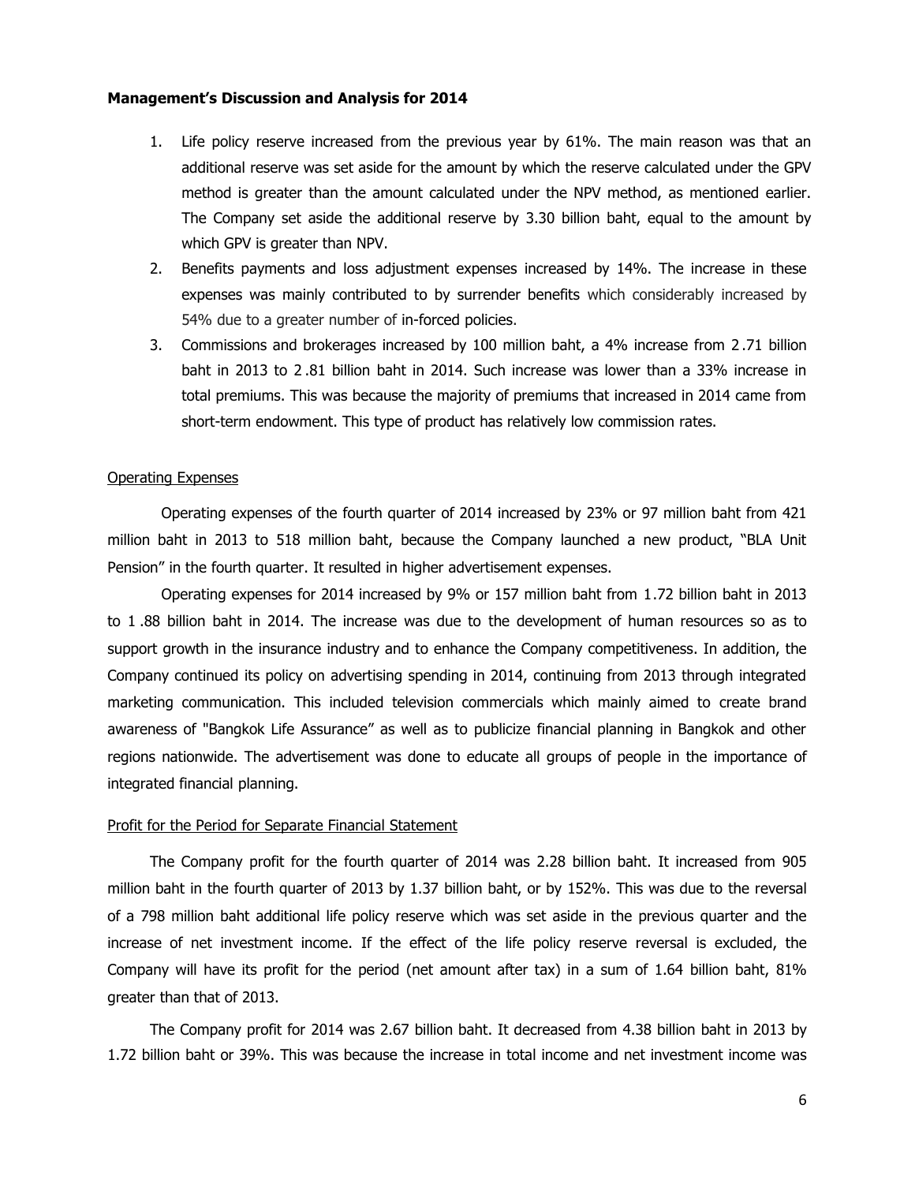**Management's Discussion and Analysis for 2014**

1. Life policy reserve increased from the previous year by 61%. The main reason was that an additional reserve was set aside for the amount by which the reserve calculated under the GPV method is greater than the amount calculated under the NPV method, as mentioned earlier. The Company set aside the additional reserve by 3.30 billion baht, equal to the amount by which GPV is greater than NPV.
2. Benefits payments and loss adjustment expenses increased by 14%. The increase in these expenses was mainly contributed to by surrender benefits which considerably increased by 54% due to a greater number of in-forced policies.
3. Commissions and brokerages increased by 100 million baht, a 4% increase from 2.71 billion baht in 2013 to 2.81 billion baht in 2014. Such increase was lower than a 33% increase in total premiums. This was because the majority of premiums that increased in 2014 came from short-term endowment. This type of product has relatively low commission rates.

<u>Operating Expenses</u>

Operating expenses of the fourth quarter of 2014 increased by 23% or 97 million baht from 421 million baht in 2013 to 518 million baht, because the Company launched a new product, "BLA Unit Pension" in the fourth quarter. It resulted in higher advertisement expenses.

Operating expenses for 2014 increased by 9% or 157 million baht from 1.72 billion baht in 2013 to 1.88 billion baht in 2014. The increase was due to the development of human resources so as to support growth in the insurance industry and to enhance the Company competitiveness. In addition, the Company continued its policy on advertising spending in 2014, continuing from 2013 through integrated marketing communication. This included television commercials which mainly aimed to create brand awareness of "Bangkok Life Assurance" as well as to publicize financial planning in Bangkok and other regions nationwide. The advertisement was done to educate all groups of people in the importance of integrated financial planning.

<u>Profit for the Period for Separate Financial Statement</u>

The Company profit for the fourth quarter of 2014 was 2.28 billion baht. It increased from 905 million baht in the fourth quarter of 2013 by 1.37 billion baht, or by 152%. This was due to the reversal of a 798 million baht additional life policy reserve which was set aside in the previous quarter and the increase of net investment income. If the effect of the life policy reserve reversal is excluded, the Company will have its profit for the period (net amount after tax) in a sum of 1.64 billion baht, 81% greater than that of 2013.

The Company profit for 2014 was 2.67 billion baht. It decreased from 4.38 billion baht in 2013 by 1.72 billion baht or 39%. This was because the increase in total income and net investment income was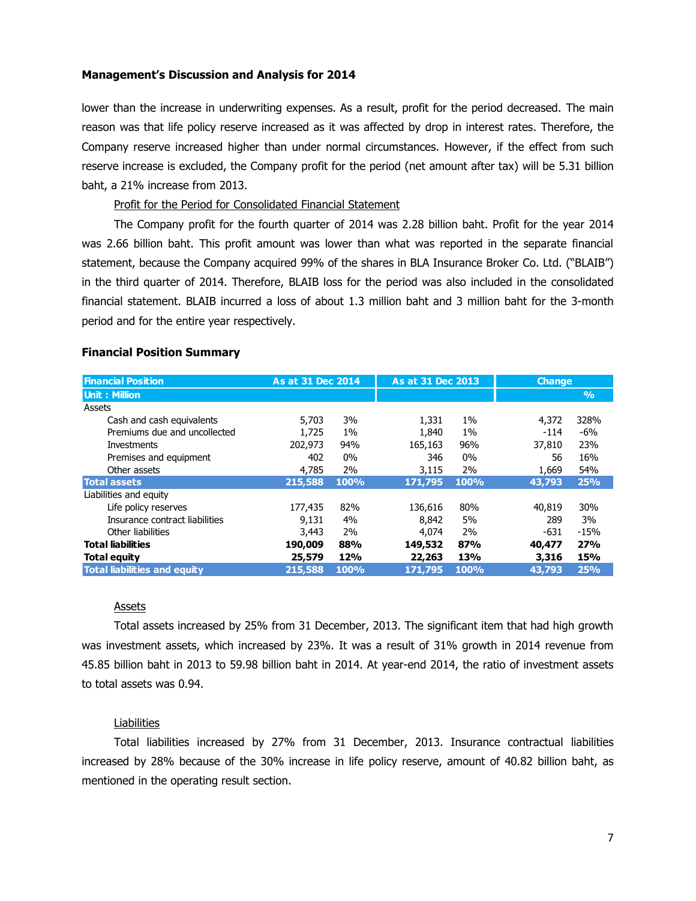## Management's Discussion and Analysis for 2014

lower than the increase in underwriting expenses. As a result, profit for the period decreased. The main reason was that life policy reserve increased as it was affected by drop in interest rates. Therefore, the Company reserve increased higher than under normal circumstances. However, if the effect from such reserve increase is excluded, the Company profit for the period (net amount after tax) will be 5.31 billion baht, a 21% increase from 2013.

Profit for the Period for Consolidated Financial Statement

The Company profit for the fourth quarter of 2014 was 2.28 billion baht. Profit for the year 2014 was 2.66 billion baht. This profit amount was lower than what was reported in the separate financial statement, because the Company acquired 99% of the shares in BLA Insurance Broker Co. Ltd. ("BLAIB") in the third quarter of 2014. Therefore, BLAIB loss for the period was also included in the consolidated financial statement. BLAIB incurred a loss of about 1.3 million baht and 3 million baht for the 3-month period and for the entire year respectively.

### Financial Position Summary

| Financial Position | As at 31 Dec 2014 | | As at 31 Dec 2013 | | Change | |
|---|---|---|---|---|---|---|
| Unit : Million | | | | | | % |
| Assets | | | | | | |
| Cash and cash equivalents | 5,703 | 3% | 1,331 | 1% | 4,372 | 328% |
| Premiums due and uncollected | 1,725 | 1% | 1,840 | 1% | -114 | -6% |
| Investments | 202,973 | 94% | 165,163 | 96% | 37,810 | 23% |
| Premises and equipment | 402 | 0% | 346 | 0% | 56 | 16% |
| Other assets | 4,785 | 2% | 3,115 | 2% | 1,669 | 54% |
| **Total assets** | **215,588** | **100%** | **171,795** | **100%** | **43,793** | **25%** |
| Liabilities and equity | | | | | | |
| Life policy reserves | 177,435 | 82% | 136,616 | 80% | 40,819 | 30% |
| Insurance contract liabilities | 9,131 | 4% | 8,842 | 5% | 289 | 3% |
| Other liabilities | 3,443 | 2% | 4,074 | 2% | -631 | -15% |
| **Total liabilities** | **190,009** | **88%** | **149,532** | **87%** | **40,477** | **27%** |
| **Total equity** | **25,579** | **12%** | **22,263** | **13%** | **3,316** | **15%** |
| **Total liabilities and equity** | **215,588** | **100%** | **171,795** | **100%** | **43,793** | **25%** |

Assets

Total assets increased by 25% from 31 December, 2013. The significant item that had high growth was investment assets, which increased by 23%. It was a result of 31% growth in 2014 revenue from 45.85 billion baht in 2013 to 59.98 billion baht in 2014. At year-end 2014, the ratio of investment assets to total assets was 0.94.

Liabilities

Total liabilities increased by 27% from 31 December, 2013. Insurance contractual liabilities increased by 28% because of the 30% increase in life policy reserve, amount of 40.82 billion baht, as mentioned in the operating result section.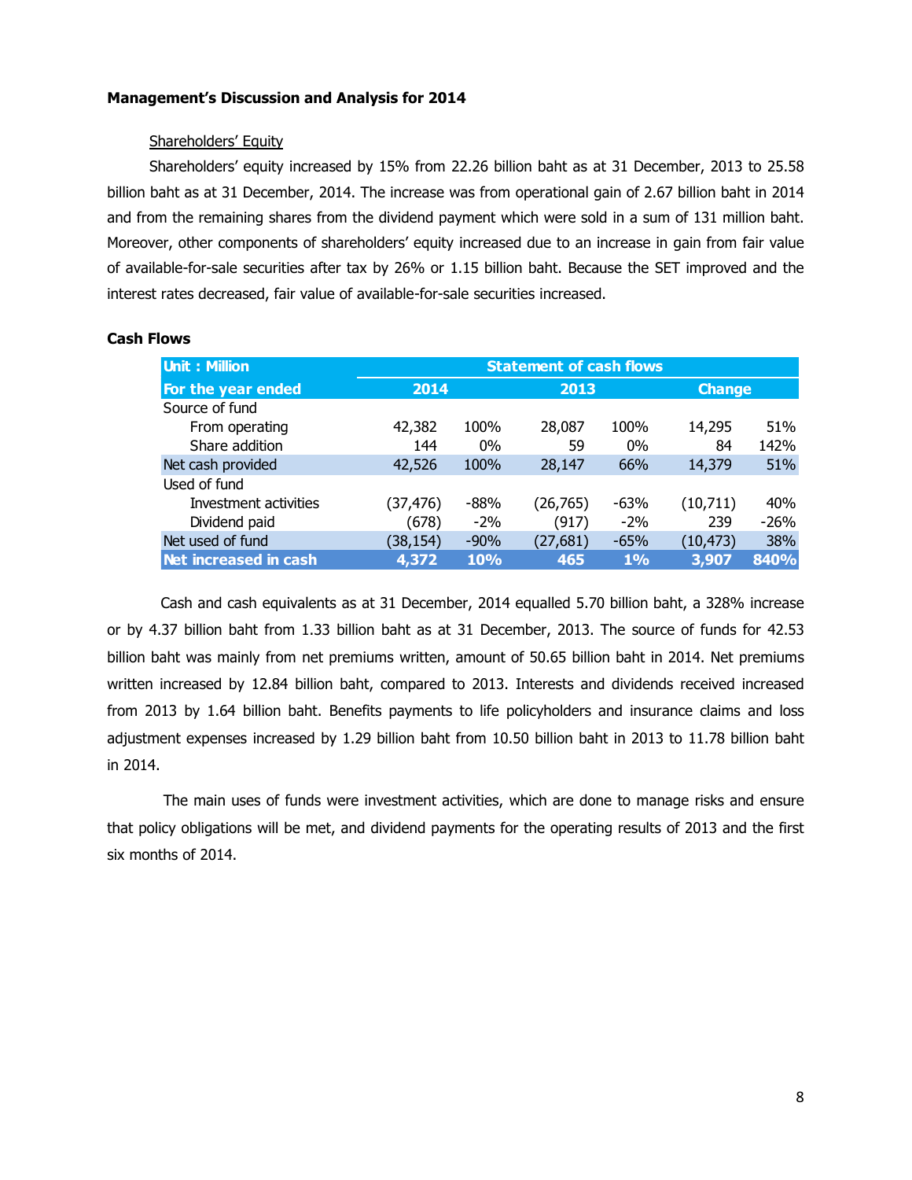**Management's Discussion and Analysis for 2014**

Shareholders' Equity

Shareholders' equity increased by 15% from 22.26 billion baht as at 31 December, 2013 to 25.58 billion baht as at 31 December, 2014. The increase was from operational gain of 2.67 billion baht in 2014 and from the remaining shares from the dividend payment which were sold in a sum of 131 million baht. Moreover, other components of shareholders' equity increased due to an increase in gain from fair value of available-for-sale securities after tax by 26% or 1.15 billion baht. Because the SET improved and the interest rates decreased, fair value of available-for-sale securities increased.

**Cash Flows**

| Unit : Million | Statement of cash flows | | | | | |
|---|---|---|---|---|---|---|
| For the year ended | 2014 | | 2013 | | Change | |
| Source of fund | | | | | | |
| From operating | 42,382 | 100% | 28,087 | 100% | 14,295 | 51% |
| Share addition | 144 | 0% | 59 | 0% | 84 | 142% |
| Net cash provided | 42,526 | 100% | 28,147 | 66% | 14,379 | 51% |
| Used of fund | | | | | | |
| Investment activities | (37,476) | -88% | (26,765) | -63% | (10,711) | 40% |
| Dividend paid | (678) | -2% | (917) | -2% | 239 | -26% |
| Net used of fund | (38,154) | -90% | (27,681) | -65% | (10,473) | 38% |
| Net increased in cash | 4,372 | 10% | 465 | 1% | 3,907 | 840% |

Cash and cash equivalents as at 31 December, 2014 equalled 5.70 billion baht, a 328% increase or by 4.37 billion baht from 1.33 billion baht as at 31 December, 2013. The source of funds for 42.53 billion baht was mainly from net premiums written, amount of 50.65 billion baht in 2014. Net premiums written increased by 12.84 billion baht, compared to 2013. Interests and dividends received increased from 2013 by 1.64 billion baht. Benefits payments to life policyholders and insurance claims and loss adjustment expenses increased by 1.29 billion baht from 10.50 billion baht in 2013 to 11.78 billion baht in 2014.

The main uses of funds were investment activities, which are done to manage risks and ensure that policy obligations will be met, and dividend payments for the operating results of 2013 and the first six months of 2014.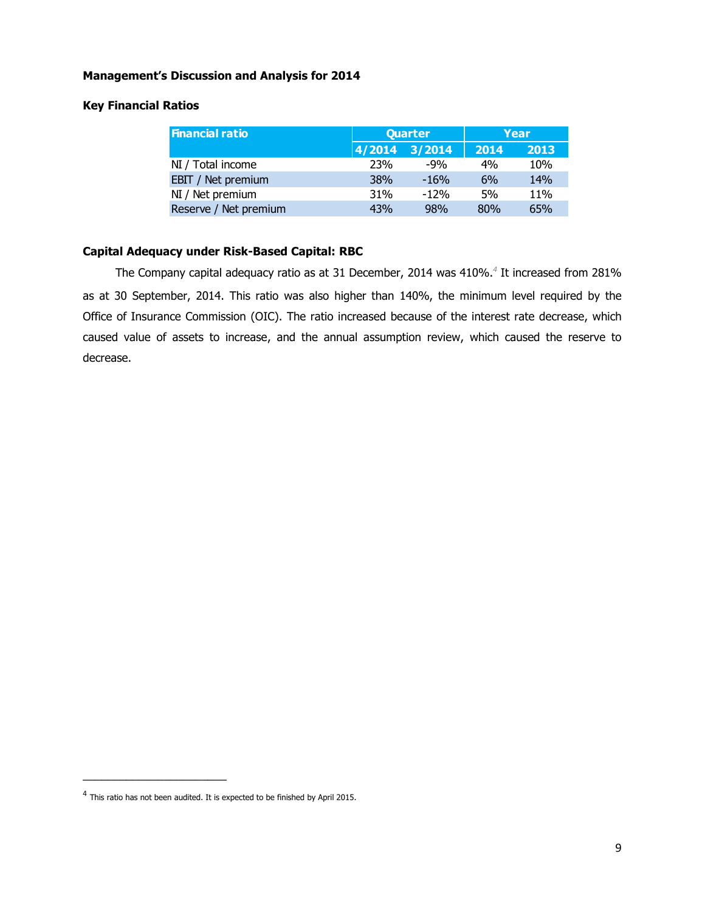**Management's Discussion and Analysis for 2014**

**Key Financial Ratios**

| Financial ratio | Quarter | | Year | |
|---|---|---|---|---|
| | 4/2014 | 3/2014 | 2014 | 2013 |
| NI / Total income | 23% | -9% | 4% | 10% |
| EBIT / Net premium | 38% | -16% | 6% | 14% |
| NI / Net premium | 31% | -12% | 5% | 11% |
| Reserve / Net premium | 43% | 98% | 80% | 65% |

**Capital Adequacy under Risk-Based Capital: RBC**

The Company capital adequacy ratio as at 31 December, 2014 was 410%.[4] It increased from 281% as at 30 September, 2014. This ratio was also higher than 140%, the minimum level required by the Office of Insurance Commission (OIC). The ratio increased because of the interest rate decrease, which caused value of assets to increase, and the annual assumption review, which caused the reserve to decrease.

---

[4] This ratio has not been audited. It is expected to be finished by April 2015.